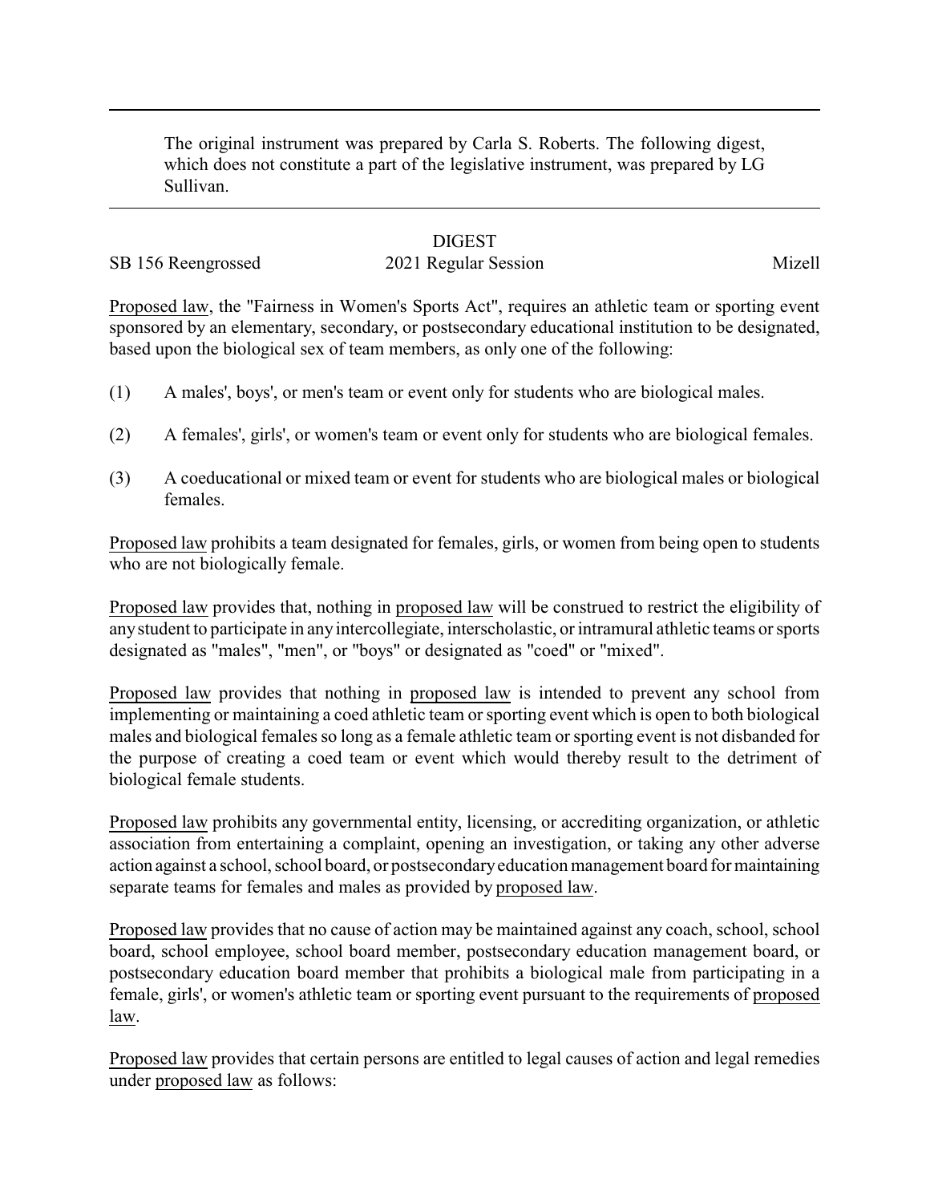The original instrument was prepared by Carla S. Roberts. The following digest, which does not constitute a part of the legislative instrument, was prepared by LG Sullivan.

DIGEST

SB 156 Reengrossed 2021 Regular Session Mizell

Proposed law, the "Fairness in Women's Sports Act", requires an athletic team or sporting event sponsored by an elementary, secondary, or postsecondary educational institution to be designated, based upon the biological sex of team members, as only one of the following:

(1) A males', boys', or men's team or event only for students who are biological males.

(2) A females', girls', or women's team or event only for students who are biological females.

(3) A coeducational or mixed team or event for students who are biological males or biological females.

Proposed law prohibits a team designated for females, girls, or women from being open to students who are not biologically female.

Proposed law provides that, nothing in proposed law will be construed to restrict the eligibility of any student to participate in any intercollegiate, interscholastic, or intramural athletic teams or sports designated as "males", "men", or "boys" or designated as "coed" or "mixed".

Proposed law provides that nothing in proposed law is intended to prevent any school from implementing or maintaining a coed athletic team or sporting event which is open to both biological males and biological females so long as a female athletic team or sporting event is not disbanded for the purpose of creating a coed team or event which would thereby result to the detriment of biological female students.

Proposed law prohibits any governmental entity, licensing, or accrediting organization, or athletic association from entertaining a complaint, opening an investigation, or taking any other adverse action against a school, school board, or postsecondary education management board for maintaining separate teams for females and males as provided by proposed law.

Proposed law provides that no cause of action may be maintained against any coach, school, school board, school employee, school board member, postsecondary education management board, or postsecondary education board member that prohibits a biological male from participating in a female, girls', or women's athletic team or sporting event pursuant to the requirements of proposed law.

Proposed law provides that certain persons are entitled to legal causes of action and legal remedies under proposed law as follows: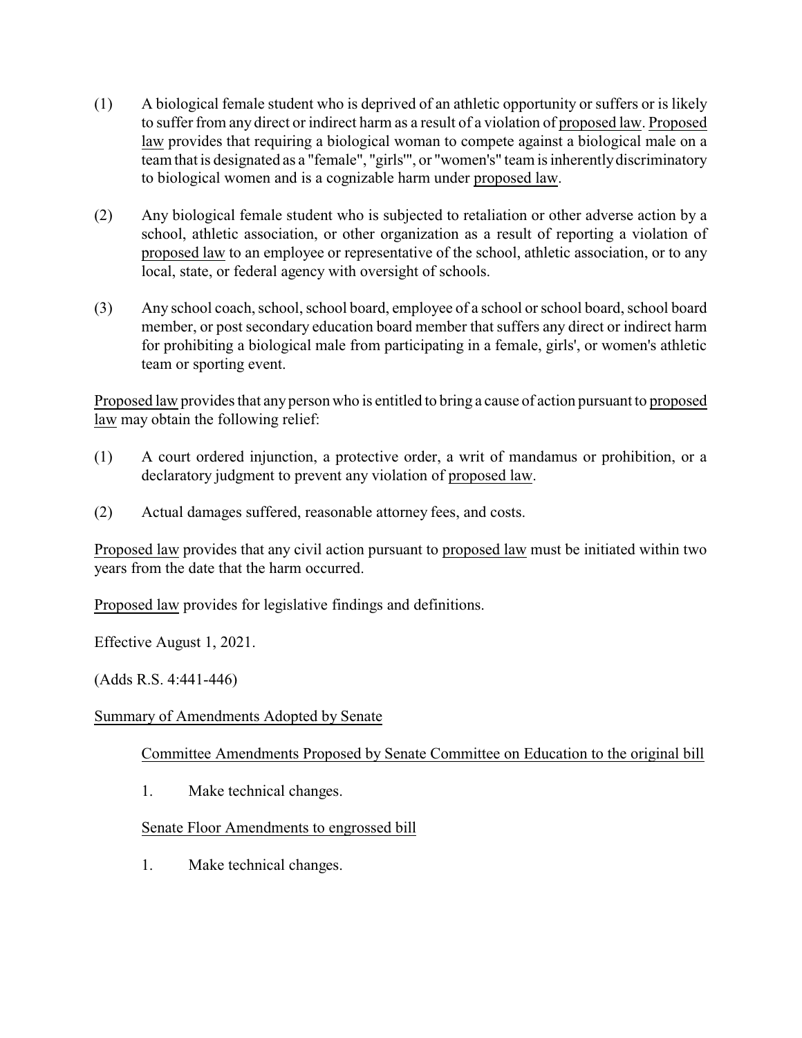(1) A biological female student who is deprived of an athletic opportunity or suffers or is likely to suffer from any direct or indirect harm as a result of a violation of proposed law. Proposed law provides that requiring a biological woman to compete against a biological male on a team that is designated as a "female", "girls'", or "women's" team is inherently discriminatory to biological women and is a cognizable harm under proposed law.

(2) Any biological female student who is subjected to retaliation or other adverse action by a school, athletic association, or other organization as a result of reporting a violation of proposed law to an employee or representative of the school, athletic association, or to any local, state, or federal agency with oversight of schools.

(3) Any school coach, school, school board, employee of a school or school board, school board member, or post secondary education board member that suffers any direct or indirect harm for prohibiting a biological male from participating in a female, girls', or women's athletic team or sporting event.

Proposed law provides that any person who is entitled to bring a cause of action pursuant to proposed law may obtain the following relief:

(1) A court ordered injunction, a protective order, a writ of mandamus or prohibition, or a declaratory judgment to prevent any violation of proposed law.

(2) Actual damages suffered, reasonable attorney fees, and costs.

Proposed law provides that any civil action pursuant to proposed law must be initiated within two years from the date that the harm occurred.

Proposed law provides for legislative findings and definitions.

Effective August 1, 2021.

(Adds R.S. 4:441-446)

Summary of Amendments Adopted by Senate

Committee Amendments Proposed by Senate Committee on Education to the original bill

1. Make technical changes.

Senate Floor Amendments to engrossed bill

1. Make technical changes.